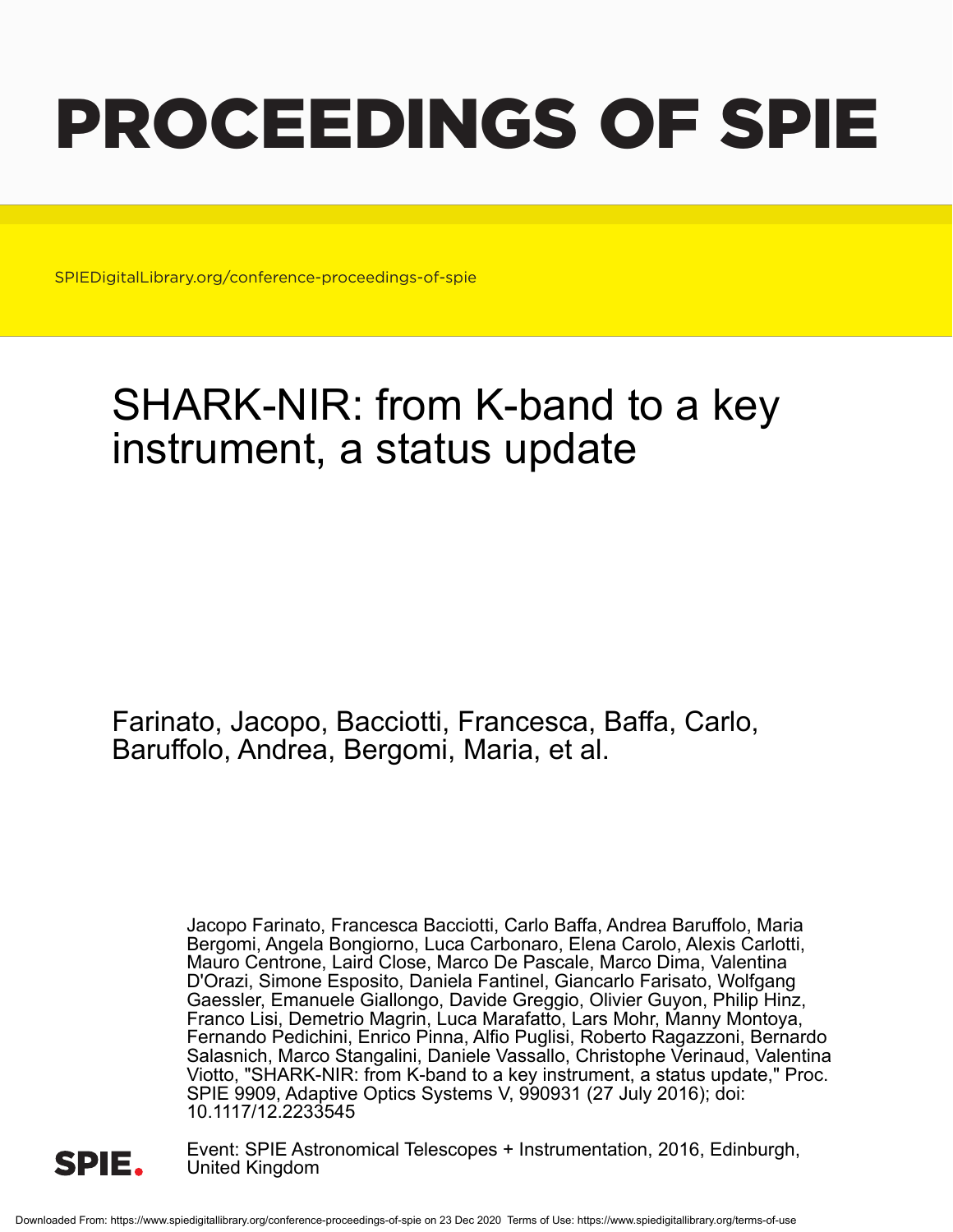# PROCEEDINGS OF SPIE

SPIEDigitalLibrary.org/conference-proceedings-of-spie

## SHARK-NIR: from K-band to a key instrument, a status update

Farinato, Jacopo, Bacciotti, Francesca, Baffa, Carlo, Baruffolo, Andrea, Bergomi, Maria, et al.

Jacopo Farinato, Francesca Bacciotti, Carlo Baffa, Andrea Baruffolo, Maria Bergomi, Angela Bongiorno, Luca Carbonaro, Elena Carolo, Alexis Carlotti, Mauro Centrone, Laird Close, Marco De Pascale, Marco Dima, Valentina D'Orazi, Simone Esposito, Daniela Fantinel, Giancarlo Farisato, Wolfgang Gaessler, Emanuele Giallongo, Davide Greggio, Olivier Guyon, Philip Hinz, Franco Lisi, Demetrio Magrin, Luca Marafatto, Lars Mohr, Manny Montoya, Fernando Pedichini, Enrico Pinna, Alfio Puglisi, Roberto Ragazzoni, Bernardo Salasnich, Marco Stangalini, Daniele Vassallo, Christophe Verinaud, Valentina Viotto, "SHARK-NIR: from K-band to a key instrument, a status update," Proc. SPIE 9909, Adaptive Optics Systems V, 990931 (27 July 2016); doi: 10.1117/12.2233545

Event: SPIE Astronomical Telescopes + Instrumentation, 2016, Edinburgh, United Kingdom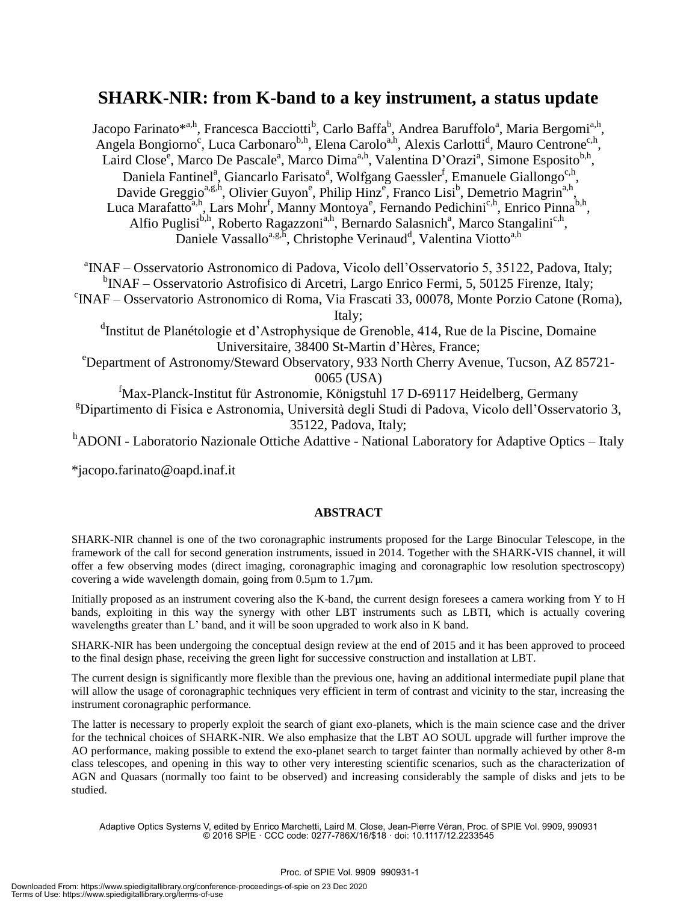# SHARK-NIR: from K-band to a key instrument, a status update

Jacopo Farinato*[a,h], Francesca Bacciotti[b], Carlo Baffa[b], Andrea Baruffolo[a], Maria Bergomi[a,h], Angela Bongiorno[c], Luca Carbonaro[b,h], Elena Carolo[a,h], Alexis Carlotti[d], Mauro Centrone[c,h], Laird Close[e], Marco De Pascale[a], Marco Dima[a,h], Valentina D'Orazi[a], Simone Esposito[b,h], Daniela Fantinel[a], Giancarlo Farisato[a], Wolfgang Gaessler[f], Emanuele Giallongo[c,h], Davide Greggio[a,g,h], Olivier Guyon[e], Philip Hinz[e], Franco Lisi[b], Demetrio Magrin[a,h], Luca Marafatto[a,h], Lars Mohr[f], Manny Montoya[e], Fernando Pedichini[c,h], Enrico Pinna[b,h], Alfio Puglisi[b,h], Roberto Ragazzoni[a,h], Bernardo Salasnich[a], Marco Stangalini[c,h], Daniele Vassallo[a,g,h], Christophe Verinaud[d], Valentina Viotto[a,h]

[a]INAF – Osservatorio Astronomico di Padova, Vicolo dell'Osservatorio 5, 35122, Padova, Italy;
[b]INAF – Osservatorio Astrofisico di Arcetri, Largo Enrico Fermi, 5, 50125 Firenze, Italy;
[c]INAF – Osservatorio Astronomico di Roma, Via Frascati 33, 00078, Monte Porzio Catone (Roma), Italy;
[d]Institut de Planétologie et d'Astrophysique de Grenoble, 414, Rue de la Piscine, Domaine Universitaire, 38400 St-Martin d'Hères, France;
[e]Department of Astronomy/Steward Observatory, 933 North Cherry Avenue, Tucson, AZ 85721-0065 (USA)
[f]Max-Planck-Institut für Astronomie, Königstuhl 17 D-69117 Heidelberg, Germany
[g]Dipartimento di Fisica e Astronomia, Università degli Studi di Padova, Vicolo dell'Osservatorio 3, 35122, Padova, Italy;
[h]ADONI - Laboratorio Nazionale Ottiche Adattive - National Laboratory for Adaptive Optics – Italy

*jacopo.farinato@oapd.inaf.it

## ABSTRACT

SHARK-NIR channel is one of the two coronagraphic instruments proposed for the Large Binocular Telescope, in the framework of the call for second generation instruments, issued in 2014. Together with the SHARK-VIS channel, it will offer a few observing modes (direct imaging, coronagraphic imaging and coronagraphic low resolution spectroscopy) covering a wide wavelength domain, going from 0.5µm to 1.7µm.

Initially proposed as an instrument covering also the K-band, the current design foresees a camera working from Y to H bands, exploiting in this way the synergy with other LBT instruments such as LBTI, which is actually covering wavelengths greater than L' band, and it will be soon upgraded to work also in K band.

SHARK-NIR has been undergoing the conceptual design review at the end of 2015 and it has been approved to proceed to the final design phase, receiving the green light for successive construction and installation at LBT.

The current design is significantly more flexible than the previous one, having an additional intermediate pupil plane that will allow the usage of coronagraphic techniques very efficient in term of contrast and vicinity to the star, increasing the instrument coronagraphic performance.

The latter is necessary to properly exploit the search of giant exo-planets, which is the main science case and the driver for the technical choices of SHARK-NIR. We also emphasize that the LBT AO SOUL upgrade will further improve the AO performance, making possible to extend the exo-planet search to target fainter than normally achieved by other 8-m class telescopes, and opening in this way to other very interesting scientific scenarios, such as the characterization of AGN and Quasars (normally too faint to be observed) and increasing considerably the sample of disks and jets to be studied.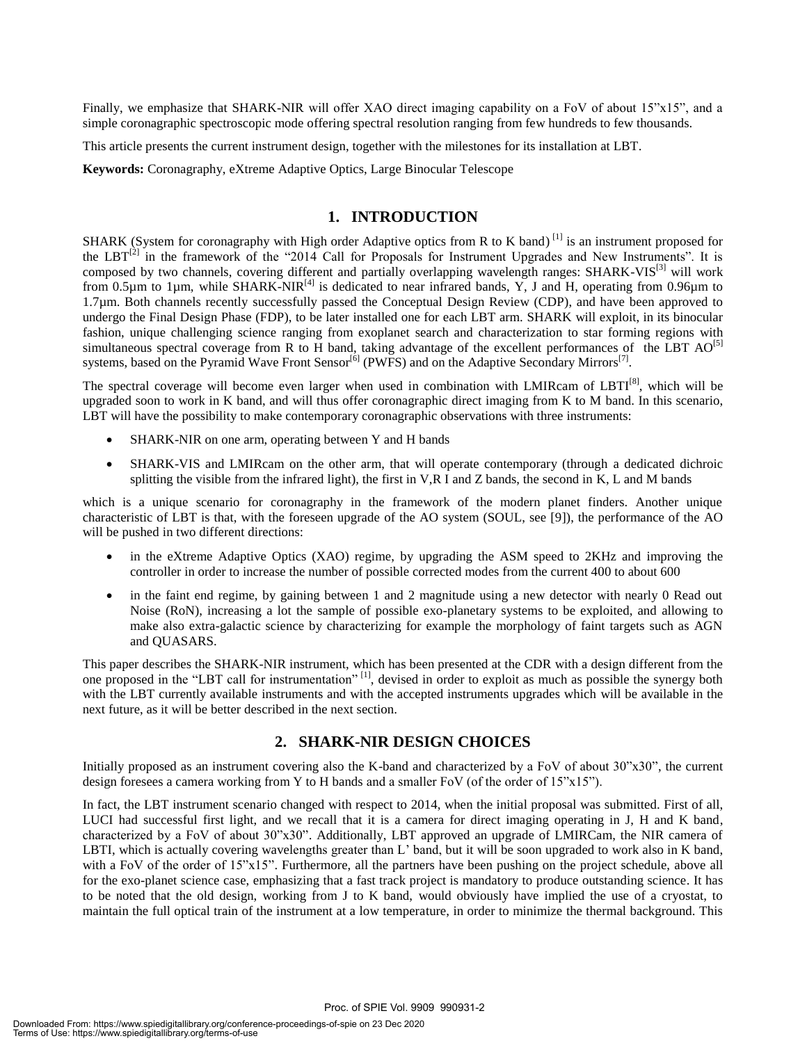Finally, we emphasize that SHARK-NIR will offer XAO direct imaging capability on a FoV of about 15"x15", and a simple coronagraphic spectroscopic mode offering spectral resolution ranging from few hundreds to few thousands.

This article presents the current instrument design, together with the milestones for its installation at LBT.

**Keywords:** Coronagraphy, eXtreme Adaptive Optics, Large Binocular Telescope

## 1. INTRODUCTION

SHARK (System for coronagraphy with High order Adaptive optics from R to K band) [1] is an instrument proposed for the LBT[2] in the framework of the "2014 Call for Proposals for Instrument Upgrades and New Instruments". It is composed by two channels, covering different and partially overlapping wavelength ranges: SHARK-VIS[3] will work from 0.5µm to 1µm, while SHARK-NIR[4] is dedicated to near infrared bands, Y, J and H, operating from 0.96µm to 1.7µm. Both channels recently successfully passed the Conceptual Design Review (CDP), and have been approved to undergo the Final Design Phase (FDP), to be later installed one for each LBT arm. SHARK will exploit, in its binocular fashion, unique challenging science ranging from exoplanet search and characterization to star forming regions with simultaneous spectral coverage from R to H band, taking advantage of the excellent performances of the LBT AO[5] systems, based on the Pyramid Wave Front Sensor[6] (PWFS) and on the Adaptive Secondary Mirrors[7].

The spectral coverage will become even larger when used in combination with LMIRcam of LBTI[8], which will be upgraded soon to work in K band, and will thus offer coronagraphic direct imaging from K to M band. In this scenario, LBT will have the possibility to make contemporary coronagraphic observations with three instruments:

- SHARK-NIR on one arm, operating between Y and H bands
- SHARK-VIS and LMIRcam on the other arm, that will operate contemporary (through a dedicated dichroic splitting the visible from the infrared light), the first in V,R I and Z bands, the second in K, L and M bands

which is a unique scenario for coronagraphy in the framework of the modern planet finders. Another unique characteristic of LBT is that, with the foreseen upgrade of the AO system (SOUL, see [9]), the performance of the AO will be pushed in two different directions:

- in the eXtreme Adaptive Optics (XAO) regime, by upgrading the ASM speed to 2KHz and improving the controller in order to increase the number of possible corrected modes from the current 400 to about 600
- in the faint end regime, by gaining between 1 and 2 magnitude using a new detector with nearly 0 Read out Noise (RoN), increasing a lot the sample of possible exo-planetary systems to be exploited, and allowing to make also extra-galactic science by characterizing for example the morphology of faint targets such as AGN and QUASARS.

This paper describes the SHARK-NIR instrument, which has been presented at the CDR with a design different from the one proposed in the "LBT call for instrumentation" [1], devised in order to exploit as much as possible the synergy both with the LBT currently available instruments and with the accepted instruments upgrades which will be available in the next future, as it will be better described in the next section.

## 2. SHARK-NIR DESIGN CHOICES

Initially proposed as an instrument covering also the K-band and characterized by a FoV of about 30"x30", the current design foresees a camera working from Y to H bands and a smaller FoV (of the order of 15"x15").

In fact, the LBT instrument scenario changed with respect to 2014, when the initial proposal was submitted. First of all, LUCI had successful first light, and we recall that it is a camera for direct imaging operating in J, H and K band, characterized by a FoV of about 30"x30". Additionally, LBT approved an upgrade of LMIRCam, the NIR camera of LBTI, which is actually covering wavelengths greater than L' band, but it will be soon upgraded to work also in K band, with a FoV of the order of 15"x15". Furthermore, all the partners have been pushing on the project schedule, above all for the exo-planet science case, emphasizing that a fast track project is mandatory to produce outstanding science. It has to be noted that the old design, working from J to K band, would obviously have implied the use of a cryostat, to maintain the full optical train of the instrument at a low temperature, in order to minimize the thermal background. This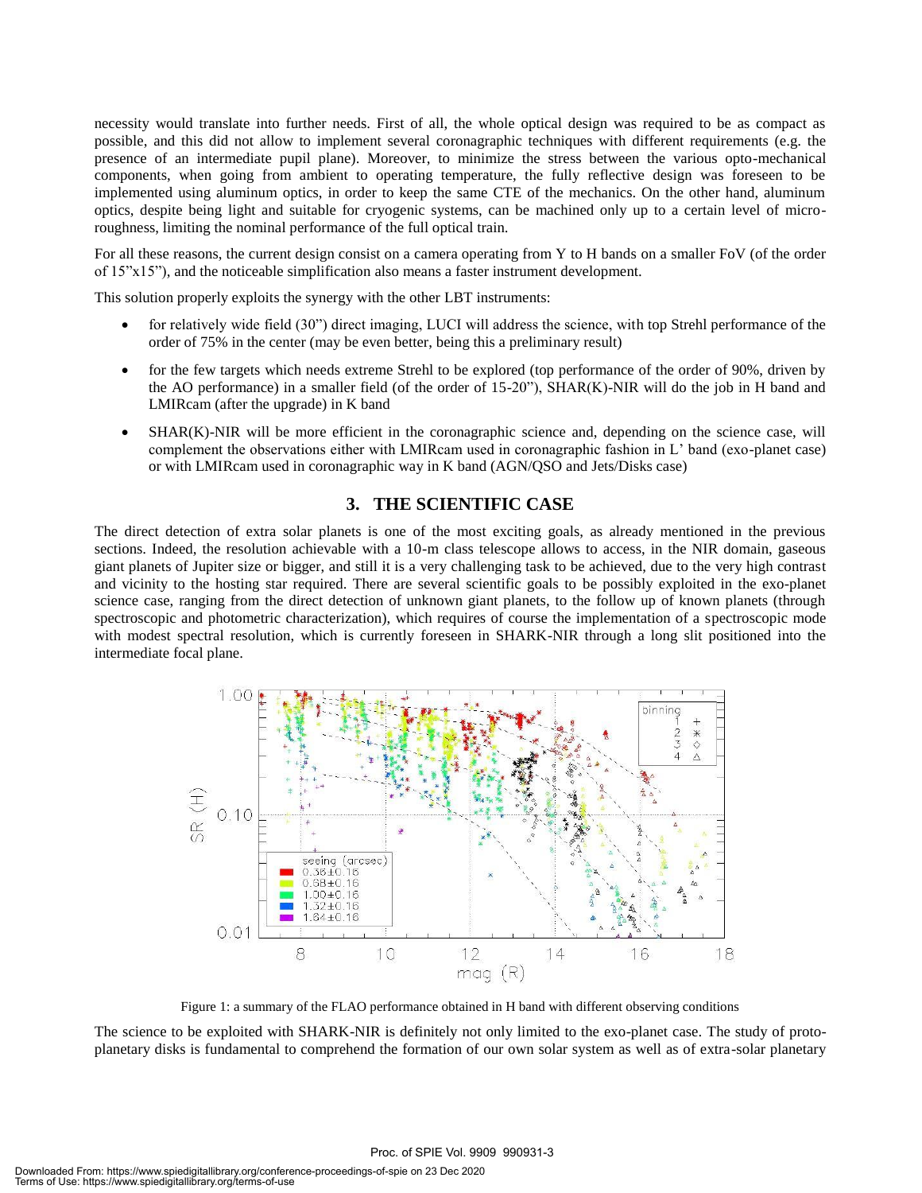necessity would translate into further needs. First of all, the whole optical design was required to be as compact as possible, and this did not allow to implement several coronagraphic techniques with different requirements (e.g. the presence of an intermediate pupil plane). Moreover, to minimize the stress between the various opto-mechanical components, when going from ambient to operating temperature, the fully reflective design was foreseen to be implemented using aluminum optics, in order to keep the same CTE of the mechanics. On the other hand, aluminum optics, despite being light and suitable for cryogenic systems, can be machined only up to a certain level of micro-roughness, limiting the nominal performance of the full optical train.

For all these reasons, the current design consist on a camera operating from Y to H bands on a smaller FoV (of the order of 15"x15"), and the noticeable simplification also means a faster instrument development.

This solution properly exploits the synergy with the other LBT instruments:

- for relatively wide field (30") direct imaging, LUCI will address the science, with top Strehl performance of the order of 75% in the center (may be even better, being this a preliminary result)
- for the few targets which needs extreme Strehl to be explored (top performance of the order of 90%, driven by the AO performance) in a smaller field (of the order of 15-20"), SHAR(K)-NIR will do the job in H band and LMIRcam (after the upgrade) in K band
- SHAR(K)-NIR will be more efficient in the coronagraphic science and, depending on the science case, will complement the observations either with LMIRcam used in coronagraphic fashion in L' band (exo-planet case) or with LMIRcam used in coronagraphic way in K band (AGN/QSO and Jets/Disks case)

## 3. THE SCIENTIFIC CASE

The direct detection of extra solar planets is one of the most exciting goals, as already mentioned in the previous sections. Indeed, the resolution achievable with a 10-m class telescope allows to access, in the NIR domain, gaseous giant planets of Jupiter size or bigger, and still it is a very challenging task to be achieved, due to the very high contrast and vicinity to the hosting star required. There are several scientific goals to be possibly exploited in the exo-planet science case, ranging from the direct detection of unknown giant planets, to the follow up of known planets (through spectroscopic and photometric characterization), which requires of course the implementation of a spectroscopic mode with modest spectral resolution, which is currently foreseen in SHARK-NIR through a long slit positioned into the intermediate focal plane.

Figure 1: a summary of the FLAO performance obtained in H band with different observing conditions

The science to be exploited with SHARK-NIR is definitely not only limited to the exo-planet case. The study of proto-planetary disks is fundamental to comprehend the formation of our own solar system as well as of extra-solar planetary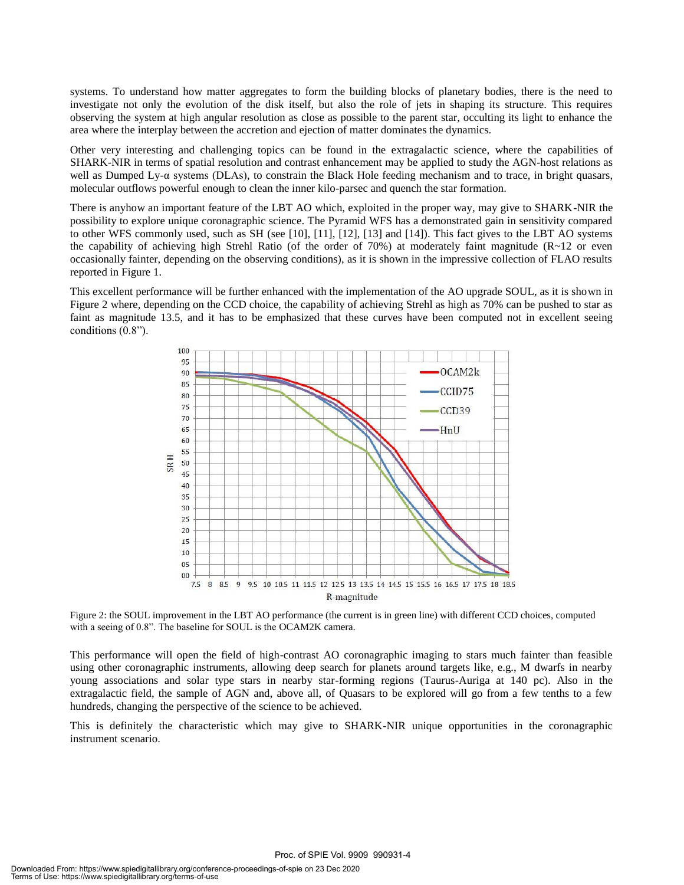systems. To understand how matter aggregates to form the building blocks of planetary bodies, there is the need to investigate not only the evolution of the disk itself, but also the role of jets in shaping its structure. This requires observing the system at high angular resolution as close as possible to the parent star, occulting its light to enhance the area where the interplay between the accretion and ejection of matter dominates the dynamics.

Other very interesting and challenging topics can be found in the extragalactic science, where the capabilities of SHARK-NIR in terms of spatial resolution and contrast enhancement may be applied to study the AGN-host relations as well as Dumped Ly-α systems (DLAs), to constrain the Black Hole feeding mechanism and to trace, in bright quasars, molecular outflows powerful enough to clean the inner kilo-parsec and quench the star formation.

There is anyhow an important feature of the LBT AO which, exploited in the proper way, may give to SHARK-NIR the possibility to explore unique coronagraphic science. The Pyramid WFS has a demonstrated gain in sensitivity compared to other WFS commonly used, such as SH (see [10], [11], [12], [13] and [14]). This fact gives to the LBT AO systems the capability of achieving high Strehl Ratio (of the order of 70%) at moderately faint magnitude (R~12 or even occasionally fainter, depending on the observing conditions), as it is shown in the impressive collection of FLAO results reported in Figure 1.

This excellent performance will be further enhanced with the implementation of the AO upgrade SOUL, as it is shown in Figure 2 where, depending on the CCD choice, the capability of achieving Strehl as high as 70% can be pushed to star as faint as magnitude 13.5, and it has to be emphasized that these curves have been computed not in excellent seeing conditions (0.8").

Figure 2: the SOUL improvement in the LBT AO performance (the current is in green line) with different CCD choices, computed with a seeing of 0.8". The baseline for SOUL is the OCAM2K camera.

This performance will open the field of high-contrast AO coronagraphic imaging to stars much fainter than feasible using other coronagraphic instruments, allowing deep search for planets around targets like, e.g., M dwarfs in nearby young associations and solar type stars in nearby star-forming regions (Taurus-Auriga at 140 pc). Also in the extragalactic field, the sample of AGN and, above all, of Quasars to be explored will go from a few tenths to a few hundreds, changing the perspective of the science to be achieved.

This is definitely the characteristic which may give to SHARK-NIR unique opportunities in the coronagraphic instrument scenario.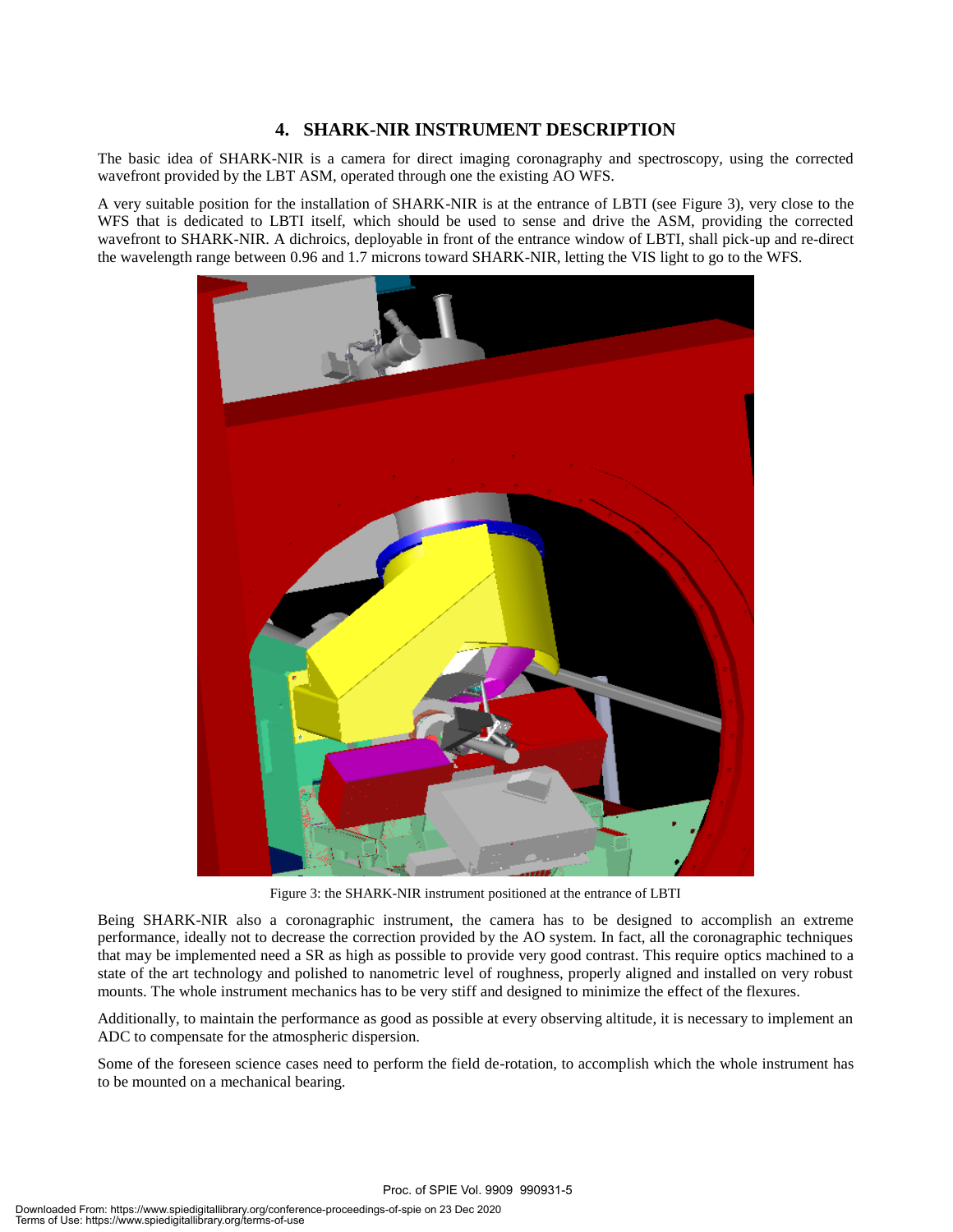## 4. SHARK-NIR INSTRUMENT DESCRIPTION

The basic idea of SHARK-NIR is a camera for direct imaging coronagraphy and spectroscopy, using the corrected wavefront provided by the LBT ASM, operated through one the existing AO WFS.

A very suitable position for the installation of SHARK-NIR is at the entrance of LBTI (see Figure 3), very close to the WFS that is dedicated to LBTI itself, which should be used to sense and drive the ASM, providing the corrected wavefront to SHARK-NIR. A dichroics, deployable in front of the entrance window of LBTI, shall pick-up and re-direct the wavelength range between 0.96 and 1.7 microns toward SHARK-NIR, letting the VIS light to go to the WFS.

Figure 3: the SHARK-NIR instrument positioned at the entrance of LBTI

Being SHARK-NIR also a coronagraphic instrument, the camera has to be designed to accomplish an extreme performance, ideally not to decrease the correction provided by the AO system. In fact, all the coronagraphic techniques that may be implemented need a SR as high as possible to provide very good contrast. This require optics machined to a state of the art technology and polished to nanometric level of roughness, properly aligned and installed on very robust mounts. The whole instrument mechanics has to be very stiff and designed to minimize the effect of the flexures.

Additionally, to maintain the performance as good as possible at every observing altitude, it is necessary to implement an ADC to compensate for the atmospheric dispersion.

Some of the foreseen science cases need to perform the field de-rotation, to accomplish which the whole instrument has to be mounted on a mechanical bearing.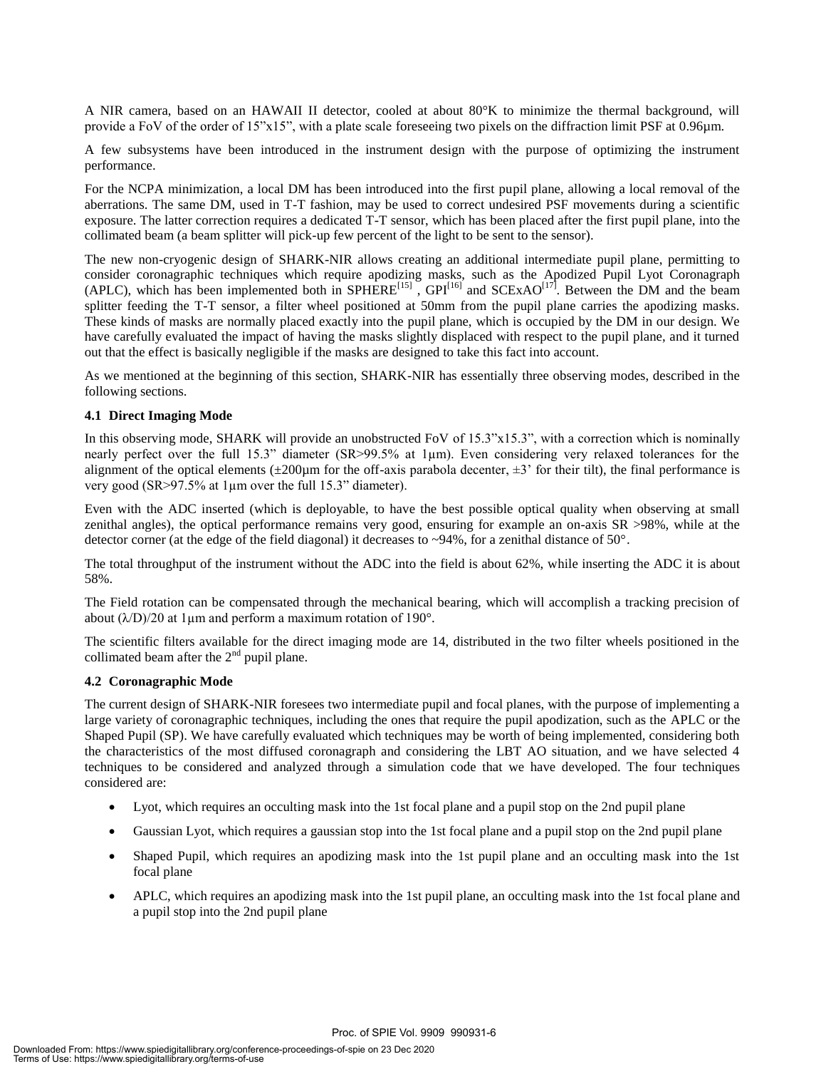A NIR camera, based on an HAWAII II detector, cooled at about 80°K to minimize the thermal background, will provide a FoV of the order of 15"x15", with a plate scale foreseeing two pixels on the diffraction limit PSF at 0.96μm.

A few subsystems have been introduced in the instrument design with the purpose of optimizing the instrument performance.

For the NCPA minimization, a local DM has been introduced into the first pupil plane, allowing a local removal of the aberrations. The same DM, used in T-T fashion, may be used to correct undesired PSF movements during a scientific exposure. The latter correction requires a dedicated T-T sensor, which has been placed after the first pupil plane, into the collimated beam (a beam splitter will pick-up few percent of the light to be sent to the sensor).

The new non-cryogenic design of SHARK-NIR allows creating an additional intermediate pupil plane, permitting to consider coronagraphic techniques which require apodizing masks, such as the Apodized Pupil Lyot Coronagraph (APLC), which has been implemented both in SPHERE[15] , GPI[16] and SCExAO[17]. Between the DM and the beam splitter feeding the T-T sensor, a filter wheel positioned at 50mm from the pupil plane carries the apodizing masks. These kinds of masks are normally placed exactly into the pupil plane, which is occupied by the DM in our design. We have carefully evaluated the impact of having the masks slightly displaced with respect to the pupil plane, and it turned out that the effect is basically negligible if the masks are designed to take this fact into account.

As we mentioned at the beginning of this section, SHARK-NIR has essentially three observing modes, described in the following sections.

### 4.1 Direct Imaging Mode

In this observing mode, SHARK will provide an unobstructed FoV of 15.3"x15.3", with a correction which is nominally nearly perfect over the full 15.3" diameter (SR>99.5% at 1μm). Even considering very relaxed tolerances for the alignment of the optical elements (±200μm for the off-axis parabola decenter, ±3' for their tilt), the final performance is very good (SR>97.5% at 1μm over the full 15.3" diameter).

Even with the ADC inserted (which is deployable, to have the best possible optical quality when observing at small zenithal angles), the optical performance remains very good, ensuring for example an on-axis SR >98%, while at the detector corner (at the edge of the field diagonal) it decreases to ~94%, for a zenithal distance of 50°.

The total throughput of the instrument without the ADC into the field is about 62%, while inserting the ADC it is about 58%.

The Field rotation can be compensated through the mechanical bearing, which will accomplish a tracking precision of about $(\lambda/D)/20$ at 1μm and perform a maximum rotation of 190°.

The scientific filters available for the direct imaging mode are 14, distributed in the two filter wheels positioned in the collimated beam after the 2nd pupil plane.

### 4.2 Coronagraphic Mode

The current design of SHARK-NIR foresees two intermediate pupil and focal planes, with the purpose of implementing a large variety of coronagraphic techniques, including the ones that require the pupil apodization, such as the APLC or the Shaped Pupil (SP). We have carefully evaluated which techniques may be worth of being implemented, considering both the characteristics of the most diffused coronagraph and considering the LBT AO situation, and we have selected 4 techniques to be considered and analyzed through a simulation code that we have developed. The four techniques considered are:

- Lyot, which requires an occulting mask into the 1st focal plane and a pupil stop on the 2nd pupil plane
- Gaussian Lyot, which requires a gaussian stop into the 1st focal plane and a pupil stop on the 2nd pupil plane
- Shaped Pupil, which requires an apodizing mask into the 1st pupil plane and an occulting mask into the 1st focal plane
- APLC, which requires an apodizing mask into the 1st pupil plane, an occulting mask into the 1st focal plane and a pupil stop into the 2nd pupil plane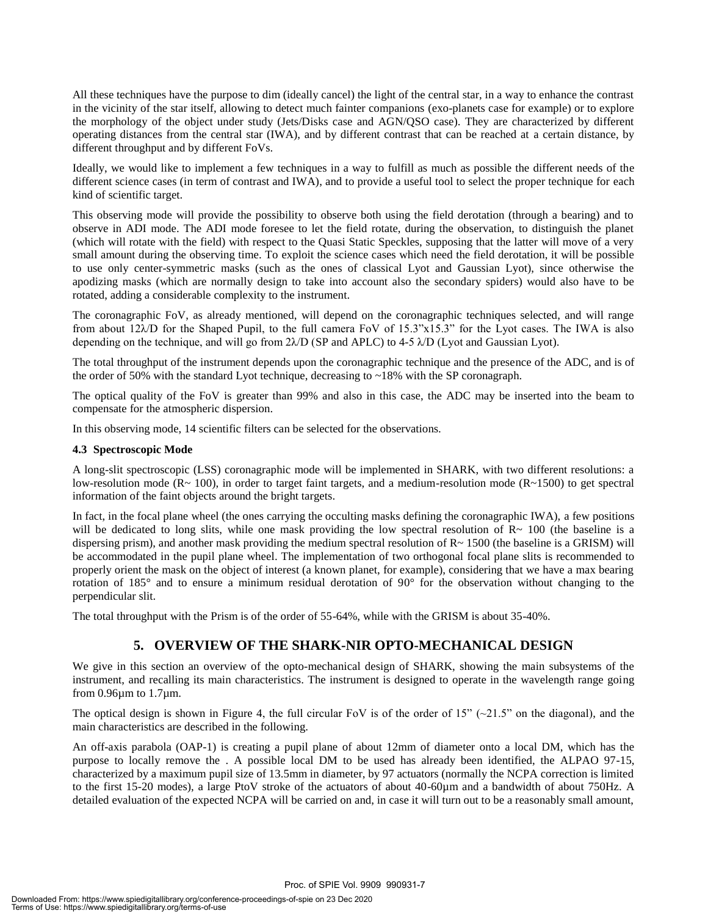All these techniques have the purpose to dim (ideally cancel) the light of the central star, in a way to enhance the contrast in the vicinity of the star itself, allowing to detect much fainter companions (exo-planets case for example) or to explore the morphology of the object under study (Jets/Disks case and AGN/QSO case). They are characterized by different operating distances from the central star (IWA), and by different contrast that can be reached at a certain distance, by different throughput and by different FoVs.

Ideally, we would like to implement a few techniques in a way to fulfill as much as possible the different needs of the different science cases (in term of contrast and IWA), and to provide a useful tool to select the proper technique for each kind of scientific target.

This observing mode will provide the possibility to observe both using the field derotation (through a bearing) and to observe in ADI mode. The ADI mode foresee to let the field rotate, during the observation, to distinguish the planet (which will rotate with the field) with respect to the Quasi Static Speckles, supposing that the latter will move of a very small amount during the observing time. To exploit the science cases which need the field derotation, it will be possible to use only center-symmetric masks (such as the ones of classical Lyot and Gaussian Lyot), since otherwise the apodizing masks (which are normally design to take into account also the secondary spiders) would also have to be rotated, adding a considerable complexity to the instrument.

The coronagraphic FoV, as already mentioned, will depend on the coronagraphic techniques selected, and will range from about 12λ/D for the Shaped Pupil, to the full camera FoV of 15.3"x15.3" for the Lyot cases. The IWA is also depending on the technique, and will go from 2λ/D (SP and APLC) to 4-5 λ/D (Lyot and Gaussian Lyot).

The total throughput of the instrument depends upon the coronagraphic technique and the presence of the ADC, and is of the order of 50% with the standard Lyot technique, decreasing to ~18% with the SP coronagraph.

The optical quality of the FoV is greater than 99% and also in this case, the ADC may be inserted into the beam to compensate for the atmospheric dispersion.

In this observing mode, 14 scientific filters can be selected for the observations.

### 4.3 Spectroscopic Mode

A long-slit spectroscopic (LSS) coronagraphic mode will be implemented in SHARK, with two different resolutions: a low-resolution mode (R~ 100), in order to target faint targets, and a medium-resolution mode (R~1500) to get spectral information of the faint objects around the bright targets.

In fact, in the focal plane wheel (the ones carrying the occulting masks defining the coronagraphic IWA), a few positions will be dedicated to long slits, while one mask providing the low spectral resolution of R~ 100 (the baseline is a dispersing prism), and another mask providing the medium spectral resolution of R~ 1500 (the baseline is a GRISM) will be accommodated in the pupil plane wheel. The implementation of two orthogonal focal plane slits is recommended to properly orient the mask on the object of interest (a known planet, for example), considering that we have a max bearing rotation of 185° and to ensure a minimum residual derotation of 90° for the observation without changing to the perpendicular slit.

The total throughput with the Prism is of the order of 55-64%, while with the GRISM is about 35-40%.

## 5. OVERVIEW OF THE SHARK-NIR OPTO-MECHANICAL DESIGN

We give in this section an overview of the opto-mechanical design of SHARK, showing the main subsystems of the instrument, and recalling its main characteristics. The instrument is designed to operate in the wavelength range going from 0.96µm to 1.7µm.

The optical design is shown in Figure 4, the full circular FoV is of the order of 15" (~21.5" on the diagonal), and the main characteristics are described in the following.

An off-axis parabola (OAP-1) is creating a pupil plane of about 12mm of diameter onto a local DM, which has the purpose to locally remove the . A possible local DM to be used has already been identified, the ALPAO 97-15, characterized by a maximum pupil size of 13.5mm in diameter, by 97 actuators (normally the NCPA correction is limited to the first 15-20 modes), a large PtoV stroke of the actuators of about 40-60µm and a bandwidth of about 750Hz. A detailed evaluation of the expected NCPA will be carried on and, in case it will turn out to be a reasonably small amount,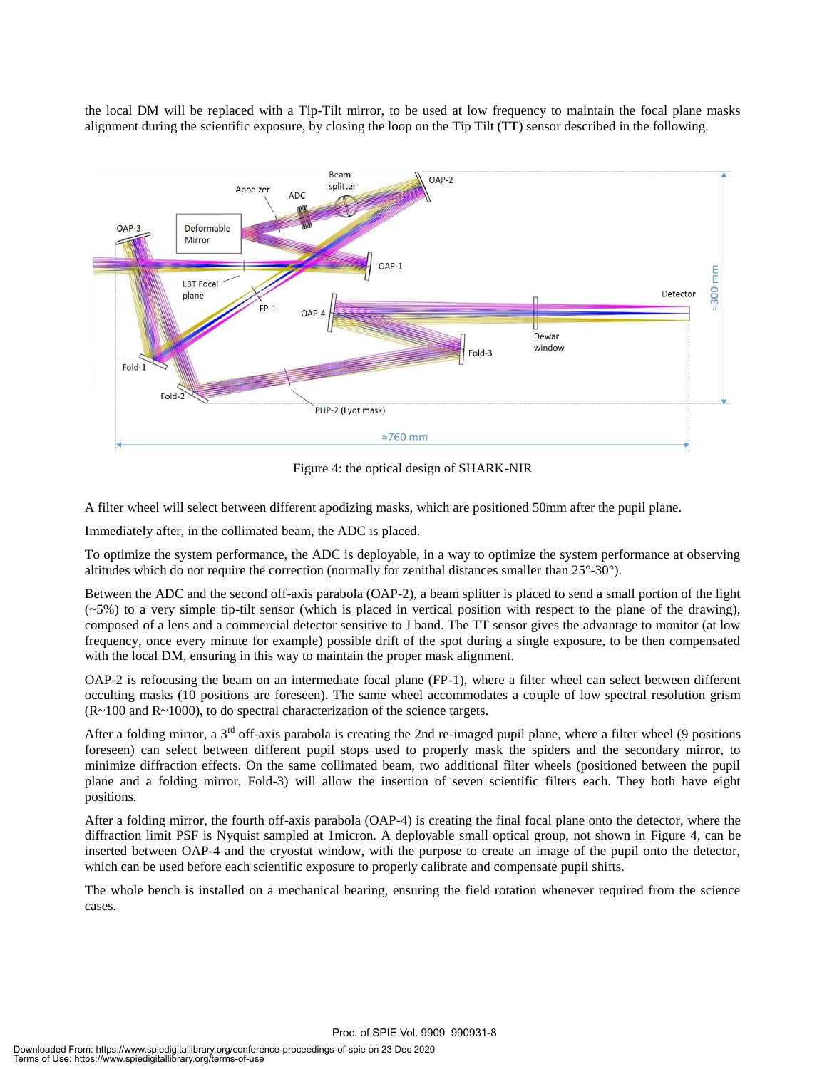the local DM will be replaced with a Tip-Tilt mirror, to be used at low frequency to maintain the focal plane masks alignment during the scientific exposure, by closing the loop on the Tip Tilt (TT) sensor described in the following.

Figure 4: the optical design of SHARK-NIR

A filter wheel will select between different apodizing masks, which are positioned 50mm after the pupil plane.

Immediately after, in the collimated beam, the ADC is placed.

To optimize the system performance, the ADC is deployable, in a way to optimize the system performance at observing altitudes which do not require the correction (normally for zenithal distances smaller than 25°-30°).

Between the ADC and the second off-axis parabola (OAP-2), a beam splitter is placed to send a small portion of the light (~5%) to a very simple tip-tilt sensor (which is placed in vertical position with respect to the plane of the drawing), composed of a lens and a commercial detector sensitive to J band. The TT sensor gives the advantage to monitor (at low frequency, once every minute for example) possible drift of the spot during a single exposure, to be then compensated with the local DM, ensuring in this way to maintain the proper mask alignment.

OAP-2 is refocusing the beam on an intermediate focal plane (FP-1), where a filter wheel can select between different occulting masks (10 positions are foreseen). The same wheel accommodates a couple of low spectral resolution grism (R~100 and R~1000), to do spectral characterization of the science targets.

After a folding mirror, a 3rd off-axis parabola is creating the 2nd re-imaged pupil plane, where a filter wheel (9 positions foreseen) can select between different pupil stops used to properly mask the spiders and the secondary mirror, to minimize diffraction effects. On the same collimated beam, two additional filter wheels (positioned between the pupil plane and a folding mirror, Fold-3) will allow the insertion of seven scientific filters each. They both have eight positions.

After a folding mirror, the fourth off-axis parabola (OAP-4) is creating the final focal plane onto the detector, where the diffraction limit PSF is Nyquist sampled at 1micron. A deployable small optical group, not shown in Figure 4, can be inserted between OAP-4 and the cryostat window, with the purpose to create an image of the pupil onto the detector, which can be used before each scientific exposure to properly calibrate and compensate pupil shifts.

The whole bench is installed on a mechanical bearing, ensuring the field rotation whenever required from the science cases.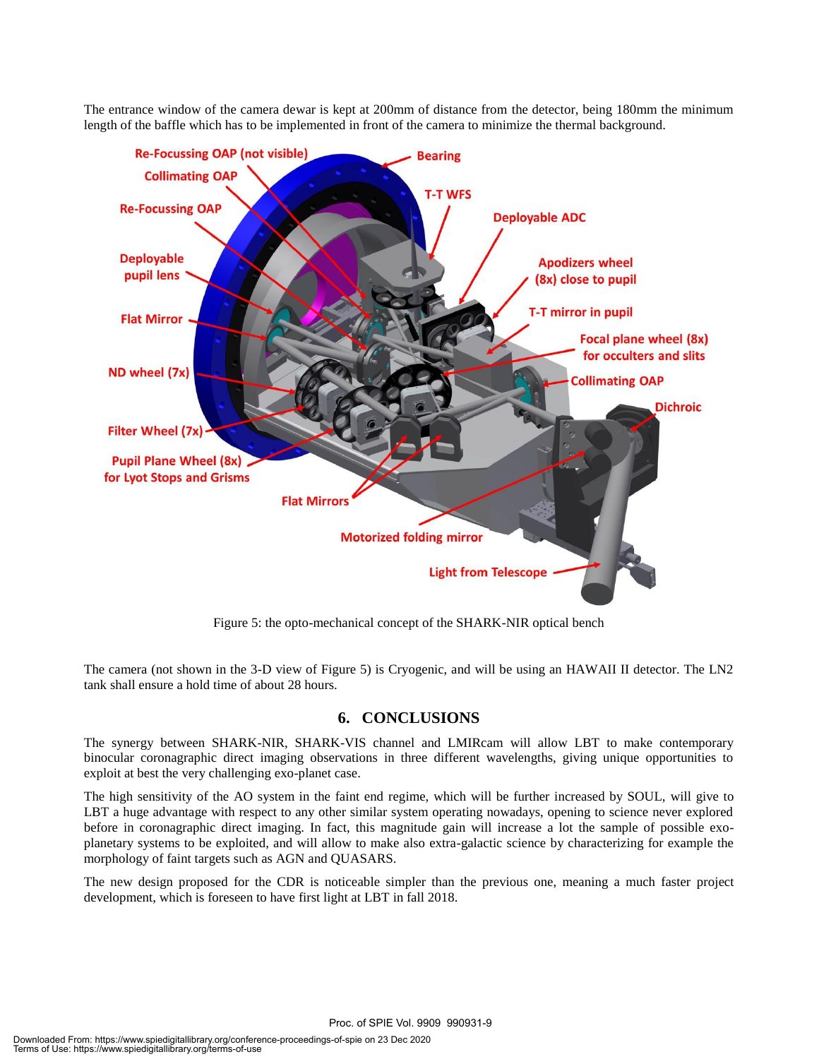The entrance window of the camera dewar is kept at 200mm of distance from the detector, being 180mm the minimum length of the baffle which has to be implemented in front of the camera to minimize the thermal background.

Figure 5: the opto-mechanical concept of the SHARK-NIR optical bench

The camera (not shown in the 3-D view of Figure 5) is Cryogenic, and will be using an HAWAII II detector. The LN2 tank shall ensure a hold time of about 28 hours.

## 6. CONCLUSIONS

The synergy between SHARK-NIR, SHARK-VIS channel and LMIRcam will allow LBT to make contemporary binocular coronagraphic direct imaging observations in three different wavelengths, giving unique opportunities to exploit at best the very challenging exo-planet case.

The high sensitivity of the AO system in the faint end regime, which will be further increased by SOUL, will give to LBT a huge advantage with respect to any other similar system operating nowadays, opening to science never explored before in coronagraphic direct imaging. In fact, this magnitude gain will increase a lot the sample of possible exo-planetary systems to be exploited, and will allow to make also extra-galactic science by characterizing for example the morphology of faint targets such as AGN and QUASARS.

The new design proposed for the CDR is noticeable simpler than the previous one, meaning a much faster project development, which is foreseen to have first light at LBT in fall 2018.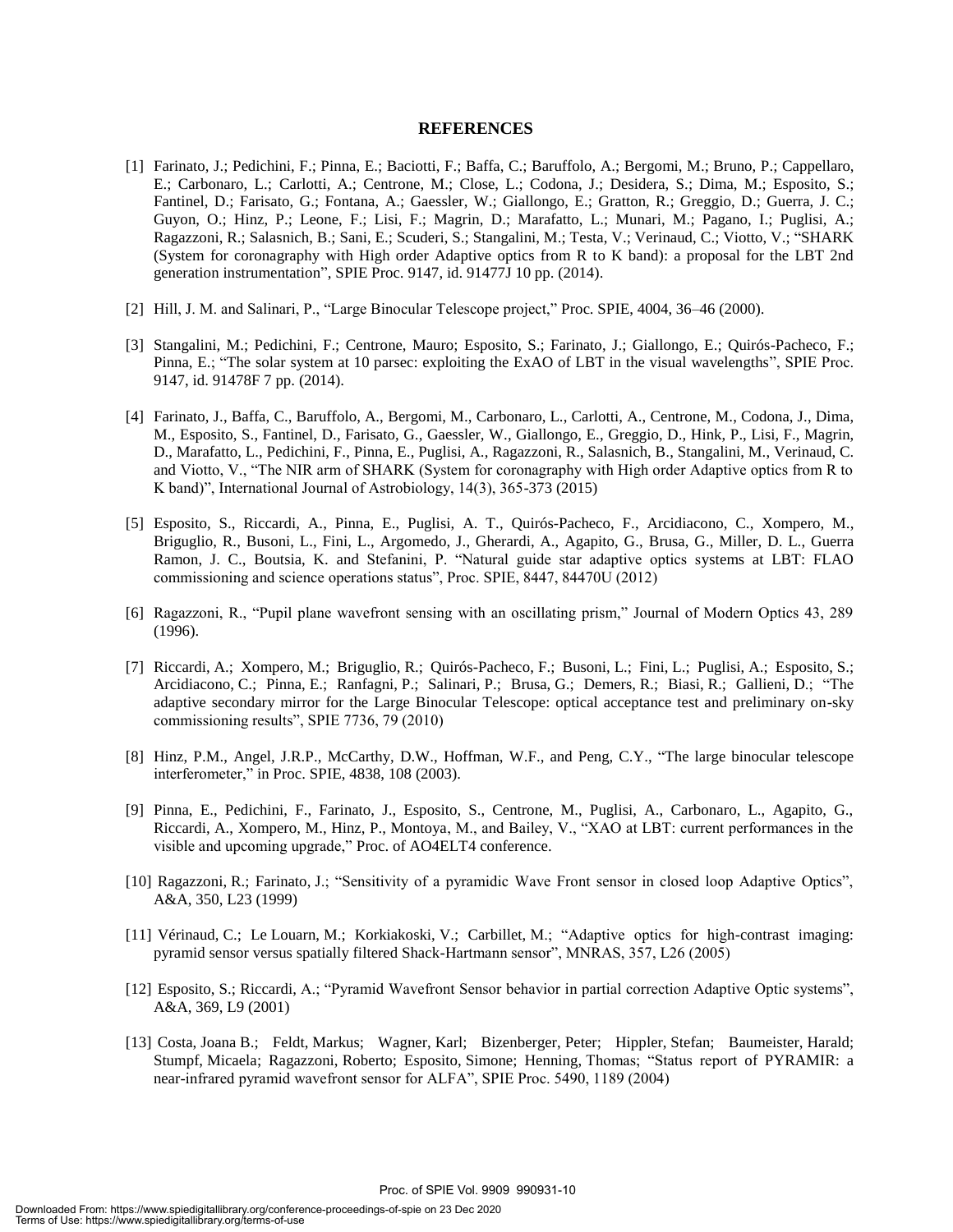## REFERENCES

[1] Farinato, J.; Pedichini, F.; Pinna, E.; Baciotti, F.; Baffa, C.; Baruffolo, A.; Bergomi, M.; Bruno, P.; Cappellaro, E.; Carbonaro, L.; Carlotti, A.; Centrone, M.; Close, L.; Codona, J.; Desidera, S.; Dima, M.; Esposito, S.; Fantinel, D.; Farisato, G.; Fontana, A.; Gaessler, W.; Giallongo, E.; Gratton, R.; Greggio, D.; Guerra, J. C.; Guyon, O.; Hinz, P.; Leone, F.; Lisi, F.; Magrin, D.; Marafatto, L.; Munari, M.; Pagano, I.; Puglisi, A.; Ragazzoni, R.; Salasnich, B.; Sani, E.; Scuderi, S.; Stangalini, M.; Testa, V.; Verinaud, C.; Viotto, V.; "SHARK (System for coronagraphy with High order Adaptive optics from R to K band): a proposal for the LBT 2nd generation instrumentation", SPIE Proc. 9147, id. 91477J 10 pp. (2014).

[2] Hill, J. M. and Salinari, P., "Large Binocular Telescope project," Proc. SPIE, 4004, 36–46 (2000).

[3] Stangalini, M.; Pedichini, F.; Centrone, Mauro; Esposito, S.; Farinato, J.; Giallongo, E.; Quirós-Pacheco, F.; Pinna, E.; "The solar system at 10 parsec: exploiting the ExAO of LBT in the visual wavelengths", SPIE Proc. 9147, id. 91478F 7 pp. (2014).

[4] Farinato, J., Baffa, C., Baruffolo, A., Bergomi, M., Carbonaro, L., Carlotti, A., Centrone, M., Codona, J., Dima, M., Esposito, S., Fantinel, D., Farisato, G., Gaessler, W., Giallongo, E., Greggio, D., Hink, P., Lisi, F., Magrin, D., Marafatto, L., Pedichini, F., Pinna, E., Puglisi, A., Ragazzoni, R., Salasnich, B., Stangalini, M., Verinaud, C. and Viotto, V., "The NIR arm of SHARK (System for coronagraphy with High order Adaptive optics from R to K band)", International Journal of Astrobiology, 14(3), 365-373 (2015)

[5] Esposito, S., Riccardi, A., Pinna, E., Puglisi, A. T., Quirós-Pacheco, F., Arcidiacono, C., Xompero, M., Briguglio, R., Busoni, L., Fini, L., Argomedo, J., Gherardi, A., Agapito, G., Brusa, G., Miller, D. L., Guerra Ramon, J. C., Boutsia, K. and Stefanini, P. "Natural guide star adaptive optics systems at LBT: FLAO commissioning and science operations status", Proc. SPIE, 8447, 84470U (2012)

[6] Ragazzoni, R., "Pupil plane wavefront sensing with an oscillating prism," Journal of Modern Optics 43, 289 (1996).

[7] Riccardi, A.; Xompero, M.; Briguglio, R.; Quirós-Pacheco, F.; Busoni, L.; Fini, L.; Puglisi, A.; Esposito, S.; Arcidiacono, C.; Pinna, E.; Ranfagni, P.; Salinari, P.; Brusa, G.; Demers, R.; Biasi, R.; Gallieni, D.; "The adaptive secondary mirror for the Large Binocular Telescope: optical acceptance test and preliminary on-sky commissioning results", SPIE 7736, 79 (2010)

[8] Hinz, P.M., Angel, J.R.P., McCarthy, D.W., Hoffman, W.F., and Peng, C.Y., "The large binocular telescope interferometer," in Proc. SPIE, 4838, 108 (2003).

[9] Pinna, E., Pedichini, F., Farinato, J., Esposito, S., Centrone, M., Puglisi, A., Carbonaro, L., Agapito, G., Riccardi, A., Xompero, M., Hinz, P., Montoya, M., and Bailey, V., "XAO at LBT: current performances in the visible and upcoming upgrade," Proc. of AO4ELT4 conference.

[10] Ragazzoni, R.; Farinato, J.; "Sensitivity of a pyramidic Wave Front sensor in closed loop Adaptive Optics", A&A, 350, L23 (1999)

[11] Vérinaud, C.; Le Louarn, M.; Korkiakoski, V.; Carbillet, M.; "Adaptive optics for high-contrast imaging: pyramid sensor versus spatially filtered Shack-Hartmann sensor", MNRAS, 357, L26 (2005)

[12] Esposito, S.; Riccardi, A.; "Pyramid Wavefront Sensor behavior in partial correction Adaptive Optic systems", A&A, 369, L9 (2001)

[13] Costa, Joana B.; Feldt, Markus; Wagner, Karl; Bizenberger, Peter; Hippler, Stefan; Baumeister, Harald; Stumpf, Micaela; Ragazzoni, Roberto; Esposito, Simone; Henning, Thomas; "Status report of PYRAMIR: a near-infrared pyramid wavefront sensor for ALFA", SPIE Proc. 5490, 1189 (2004)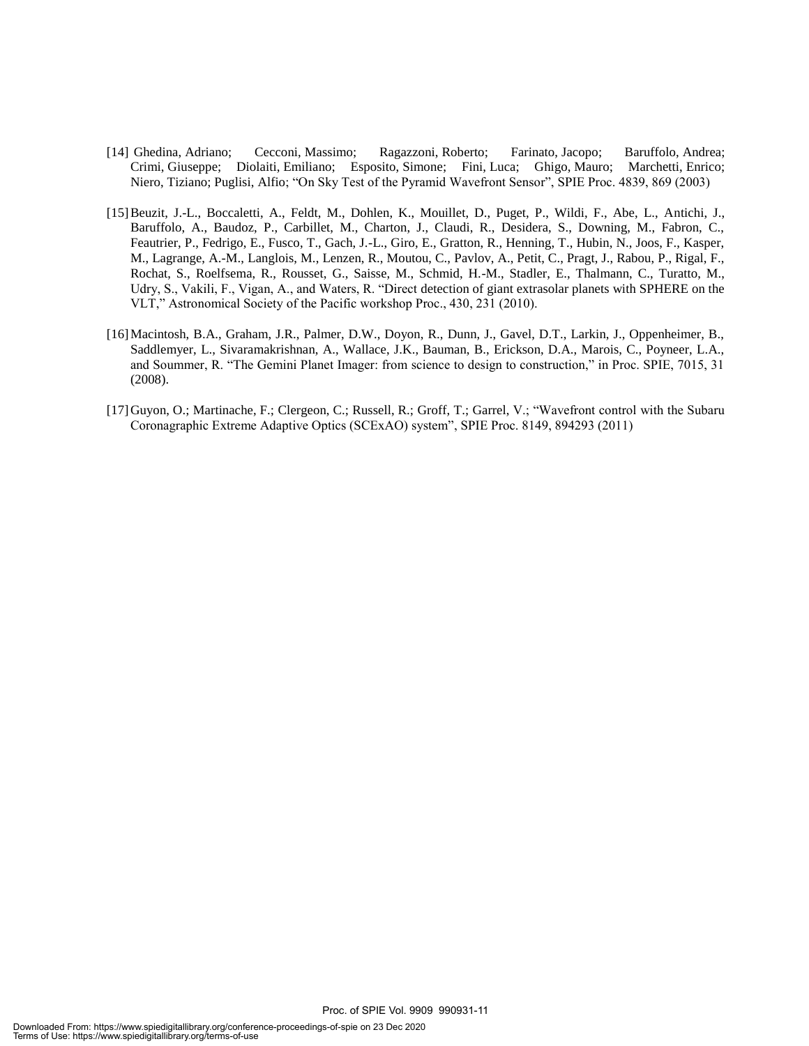[14] Ghedina, Adriano; Cecconi, Massimo; Ragazzoni, Roberto; Farinato, Jacopo; Baruffolo, Andrea; Crimi, Giuseppe; Diolaiti, Emiliano; Esposito, Simone; Fini, Luca; Ghigo, Mauro; Marchetti, Enrico; Niero, Tiziano; Puglisi, Alfio; "On Sky Test of the Pyramid Wavefront Sensor", SPIE Proc. 4839, 869 (2003)

[15] Beuzit, J.-L., Boccaletti, A., Feldt, M., Dohlen, K., Mouillet, D., Puget, P., Wildi, F., Abe, L., Antichi, J., Baruffolo, A., Baudoz, P., Carbillet, M., Charton, J., Claudi, R., Desidera, S., Downing, M., Fabron, C., Feautrier, P., Fedrigo, E., Fusco, T., Gach, J.-L., Giro, E., Gratton, R., Henning, T., Hubin, N., Joos, F., Kasper, M., Lagrange, A.-M., Langlois, M., Lenzen, R., Moutou, C., Pavlov, A., Petit, C., Pragt, J., Rabou, P., Rigal, F., Rochat, S., Roelfsema, R., Rousset, G., Saisse, M., Schmid, H.-M., Stadler, E., Thalmann, C., Turatto, M., Udry, S., Vakili, F., Vigan, A., and Waters, R. "Direct detection of giant extrasolar planets with SPHERE on the VLT," Astronomical Society of the Pacific workshop Proc., 430, 231 (2010).

[16] Macintosh, B.A., Graham, J.R., Palmer, D.W., Doyon, R., Dunn, J., Gavel, D.T., Larkin, J., Oppenheimer, B., Saddlemyer, L., Sivaramakrishnan, A., Wallace, J.K., Bauman, B., Erickson, D.A., Marois, C., Poyneer, L.A., and Soummer, R. "The Gemini Planet Imager: from science to design to construction," in Proc. SPIE, 7015, 31 (2008).

[17] Guyon, O.; Martinache, F.; Clergeon, C.; Russell, R.; Groff, T.; Garrel, V.; "Wavefront control with the Subaru Coronagraphic Extreme Adaptive Optics (SCExAO) system", SPIE Proc. 8149, 894293 (2011)